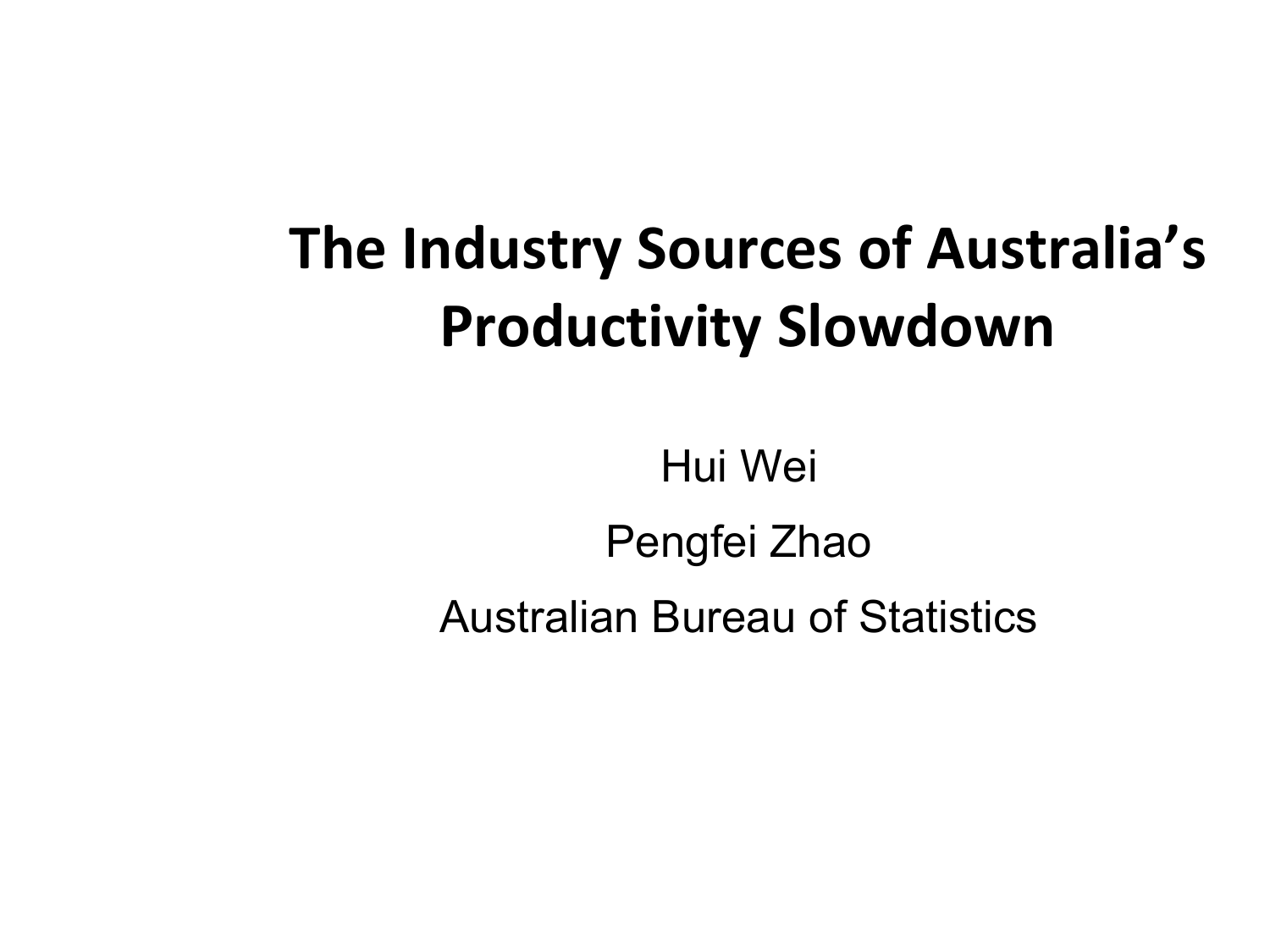# The Industry Sources of Australia's Productivity Slowdown

Hui Wei

Pengfei Zhao

Australian Bureau of Statistics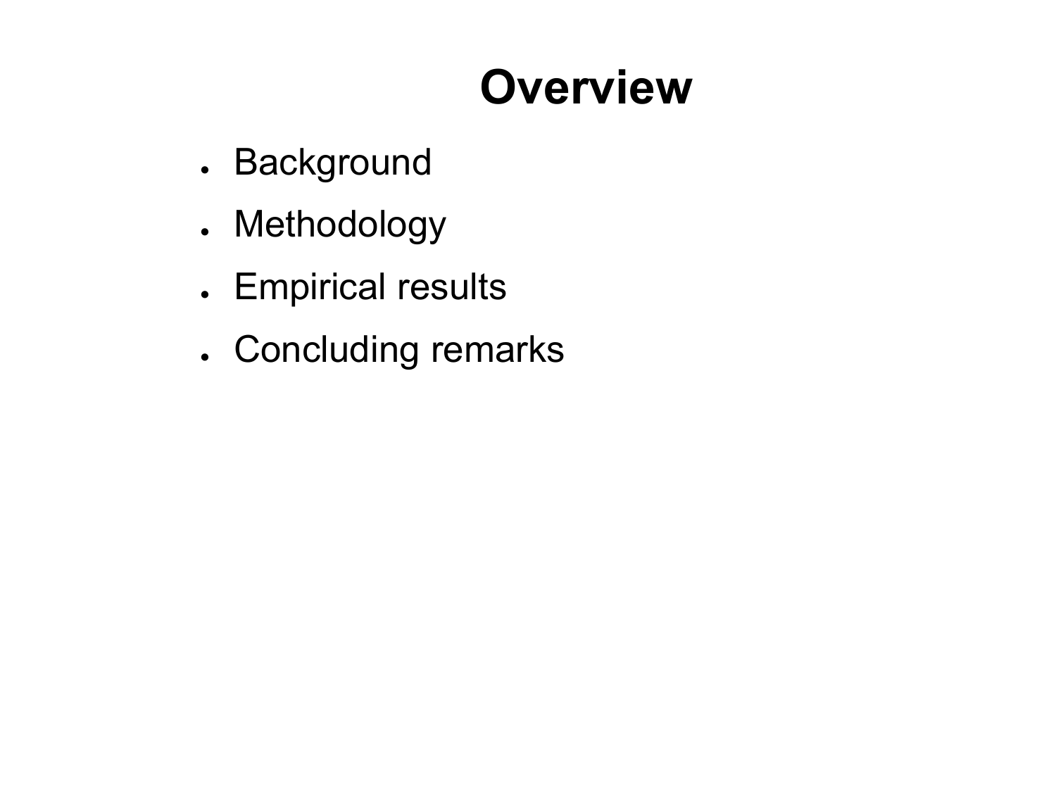# Overview

- Background
- Methodology
- Empirical results
- Concluding remarks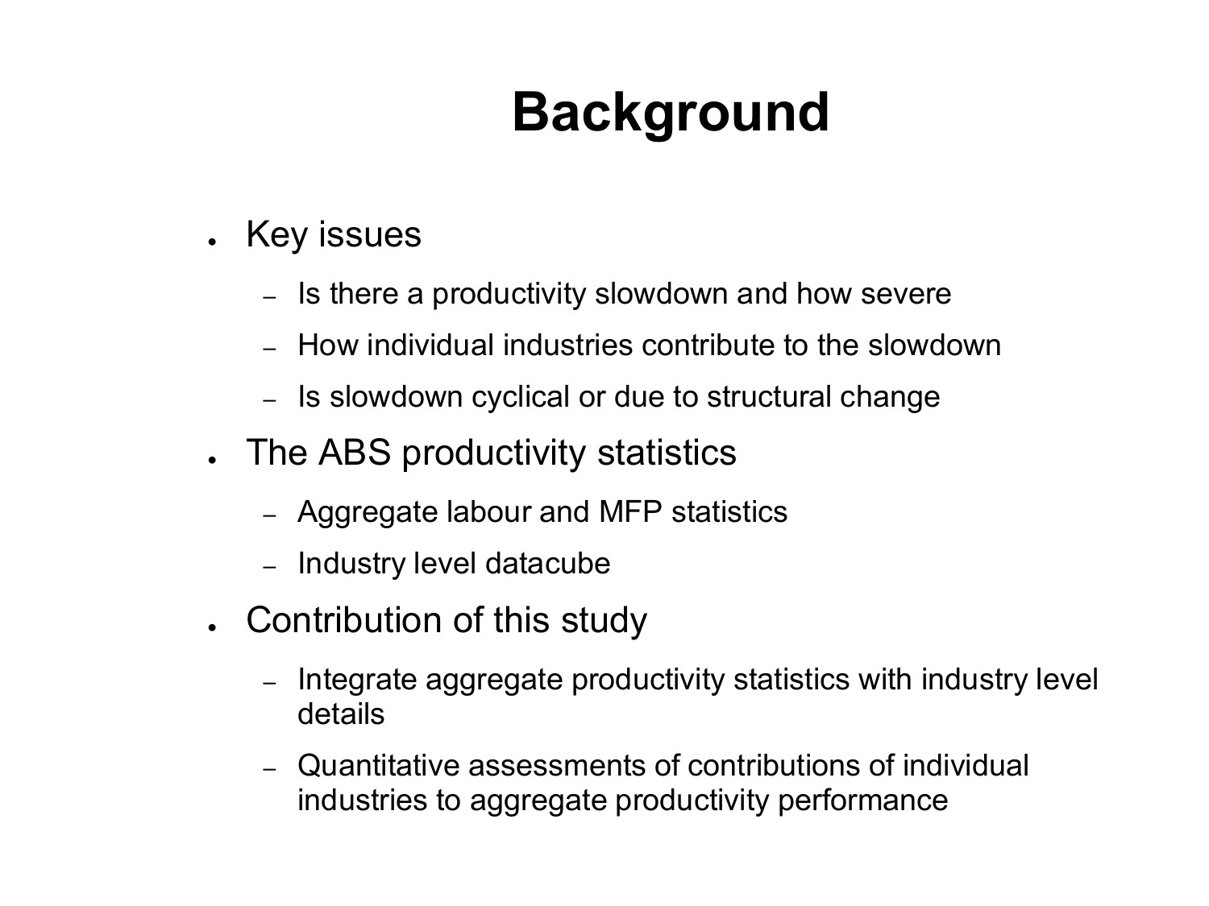# Background

- Key issues
  - Is there a productivity slowdown and how severe
  - How individual industries contribute to the slowdown
  - Is slowdown cyclical or due to structural change
- The ABS productivity statistics
  - Aggregate labour and MFP statistics
  - Industry level datacube
- Contribution of this study
  - Integrate aggregate productivity statistics with industry level details
  - Quantitative assessments of contributions of individual industries to aggregate productivity performance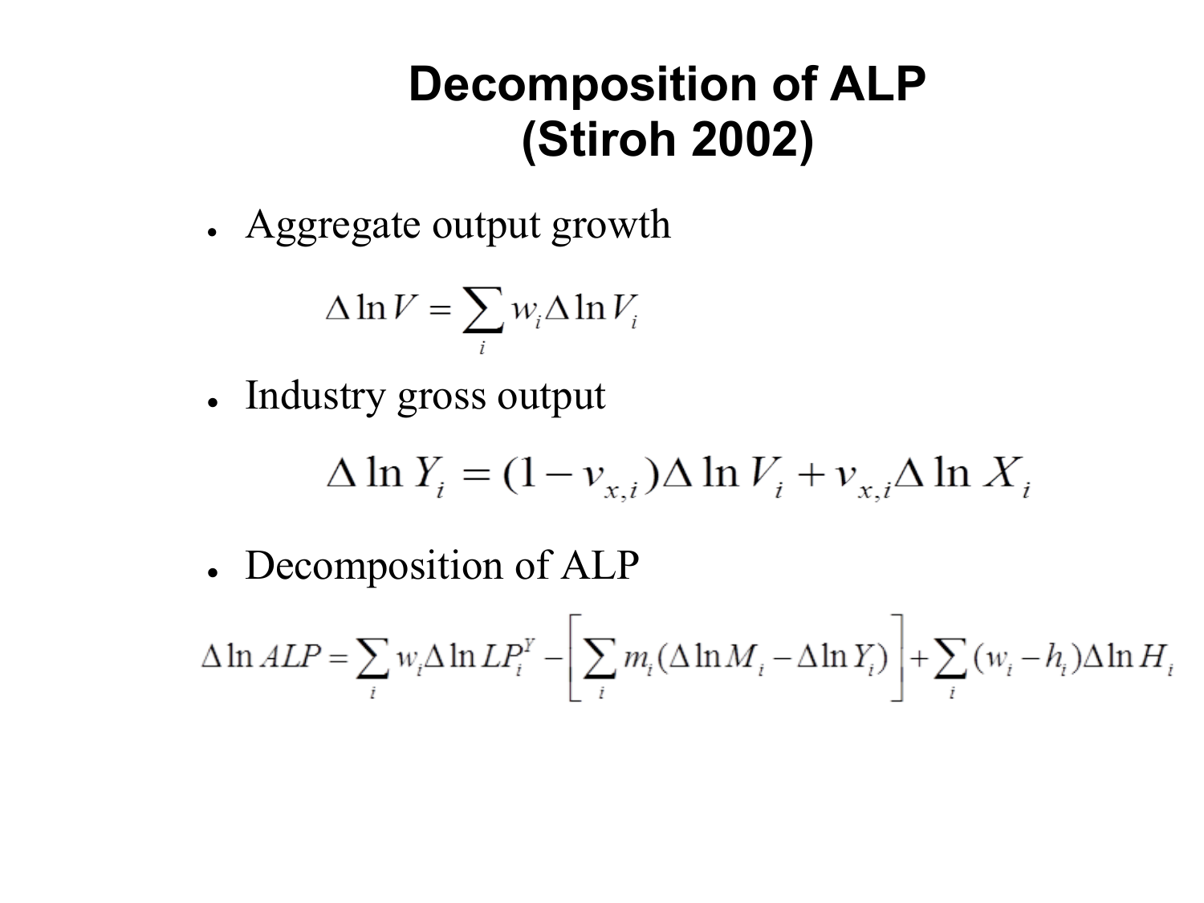# Decomposition of ALP (Stiroh 2002)

- Aggregate output growth

$$\Delta \ln V = \sum_i w_i \Delta \ln V_i$$

- Industry gross output

$$\Delta \ln Y_i = (1 - v_{x,i}) \Delta \ln V_i + v_{x,i} \Delta \ln X_i$$

- Decomposition of ALP

$$\Delta \ln ALP = \sum_i w_i \Delta \ln LP_i^Y - \left[ \sum_i m_i (\Delta \ln M_i - \Delta \ln Y_i) \right] + \sum_i (w_i - h_i) \Delta \ln H_i$$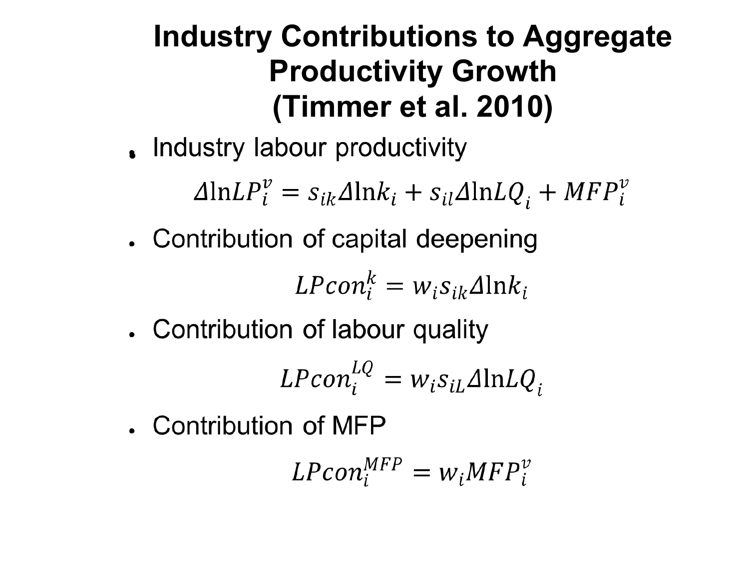# Industry Contributions to Aggregate Productivity Growth (Timmer et al. 2010)

- Industry labour productivity

$$\Delta \ln LP_i^v = s_{ik} \Delta \ln k_i + s_{il} \Delta \ln LQ_i + MFP_i^v$$

- Contribution of capital deepening

$$LPcon_i^k = w_i s_{ik} \Delta \ln k_i$$

- Contribution of labour quality

$$LPcon_i^{LQ} = w_i s_{iL} \Delta \ln LQ_i$$

- Contribution of MFP

$$LPcon_i^{MFP} = w_i MFP_i^v$$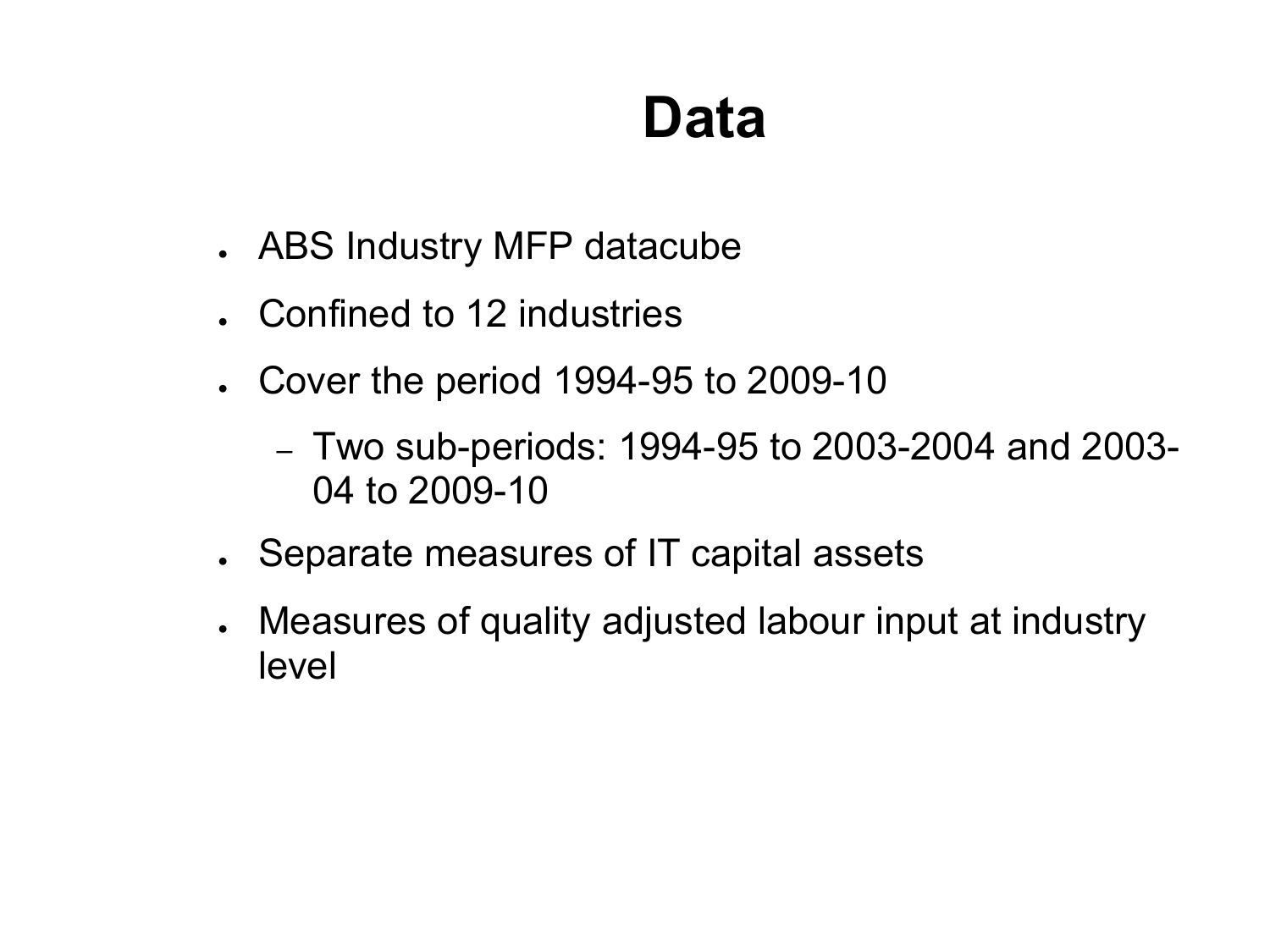# Data

- ABS Industry MFP datacube
- Confined to 12 industries
- Cover the period 1994-95 to 2009-10
  - Two sub-periods: 1994-95 to 2003-2004 and 2003-04 to 2009-10
- Separate measures of IT capital assets
- Measures of quality adjusted labour input at industry level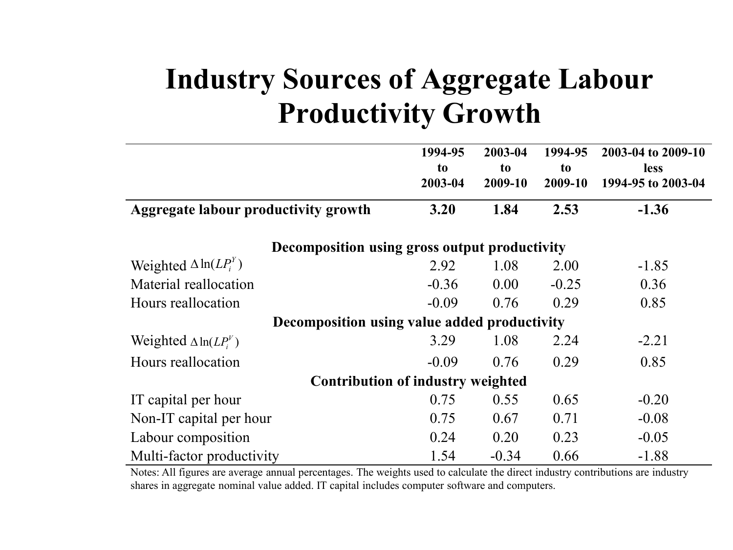# Industry Sources of Aggregate Labour Productivity Growth

| | 1994-95 to 2003-04 | 2003-04 to 2009-10 | 1994-95 to 2009-10 | 2003-04 to 2009-10 less 1994-95 to 2003-04 |
|---|---|---|---|---|
| **Aggregate labour productivity growth** | **3.20** | **1.84** | **2.53** | **-1.36** |
| **Decomposition using gross output productivity** | | | | |
| Weighted $\Delta \ln(LP_i^Y)$ | 2.92 | 1.08 | 2.00 | -1.85 |
| Material reallocation | -0.36 | 0.00 | -0.25 | 0.36 |
| Hours reallocation | -0.09 | 0.76 | 0.29 | 0.85 |
| **Decomposition using value added productivity** | | | | |
| Weighted $\Delta \ln(LP_i^V)$ | 3.29 | 1.08 | 2.24 | -2.21 |
| Hours reallocation | -0.09 | 0.76 | 0.29 | 0.85 |
| **Contribution of industry weighted** | | | | |
| IT capital per hour | 0.75 | 0.55 | 0.65 | -0.20 |
| Non-IT capital per hour | 0.75 | 0.67 | 0.71 | -0.08 |
| Labour composition | 0.24 | 0.20 | 0.23 | -0.05 |
| Multi-factor productivity | 1.54 | -0.34 | 0.66 | -1.88 |

Notes: All figures are average annual percentages. The weights used to calculate the direct industry contributions are industry shares in aggregate nominal value added. IT capital includes computer software and computers.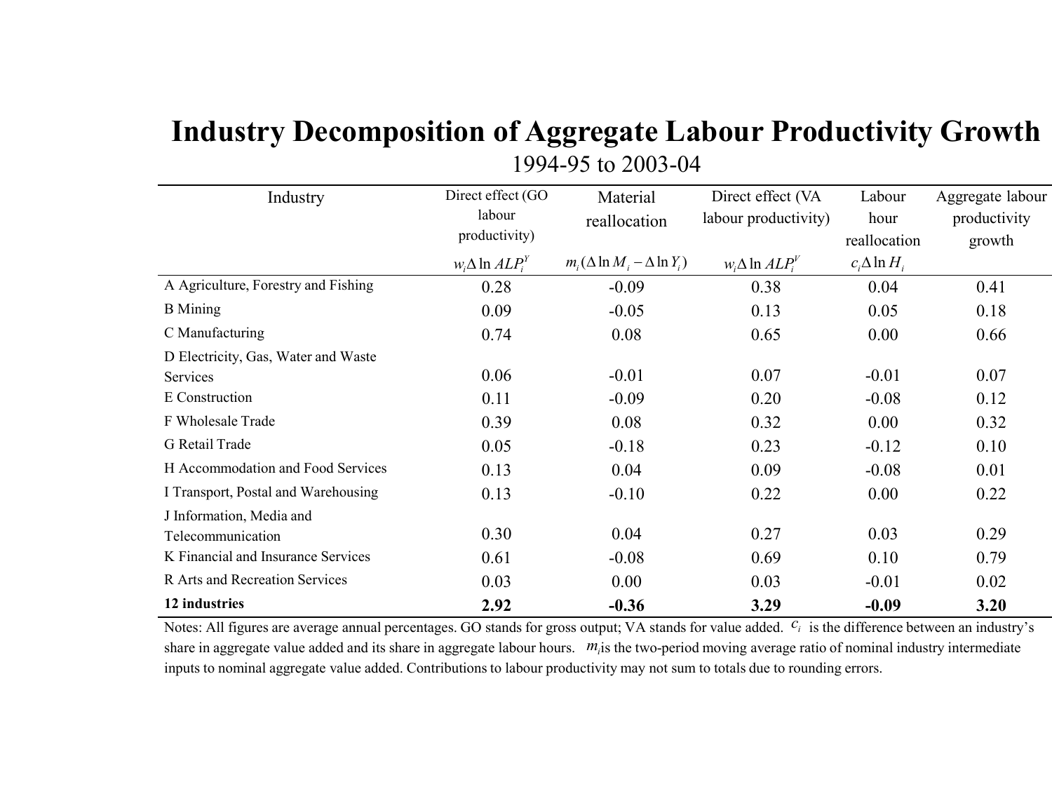# Industry Decomposition of Aggregate Labour Productivity Growth

1994-95 to 2003-04

| Industry | Direct effect (GO labour productivity) $w_i \Delta \ln ALP_i^Y$ | Material reallocation $m_i(\Delta \ln M_i - \Delta \ln Y_i)$ | Direct effect (VA labour productivity) $w_i \Delta \ln ALP_i^V$ | Labour hour reallocation $c_i \Delta \ln H_i$ | Aggregate labour productivity growth |
|---|---|---|---|---|---|
| A Agriculture, Forestry and Fishing | 0.28 | -0.09 | 0.38 | 0.04 | 0.41 |
| B Mining | 0.09 | -0.05 | 0.13 | 0.05 | 0.18 |
| C Manufacturing | 0.74 | 0.08 | 0.65 | 0.00 | 0.66 |
| D Electricity, Gas, Water and Waste Services | 0.06 | -0.01 | 0.07 | -0.01 | 0.07 |
| E Construction | 0.11 | -0.09 | 0.20 | -0.08 | 0.12 |
| F Wholesale Trade | 0.39 | 0.08 | 0.32 | 0.00 | 0.32 |
| G Retail Trade | 0.05 | -0.18 | 0.23 | -0.12 | 0.10 |
| H Accommodation and Food Services | 0.13 | 0.04 | 0.09 | -0.08 | 0.01 |
| I Transport, Postal and Warehousing | 0.13 | -0.10 | 0.22 | 0.00 | 0.22 |
| J Information, Media and Telecommunication | 0.30 | 0.04 | 0.27 | 0.03 | 0.29 |
| K Financial and Insurance Services | 0.61 | -0.08 | 0.69 | 0.10 | 0.79 |
| R Arts and Recreation Services | 0.03 | 0.00 | 0.03 | -0.01 | 0.02 |
| **12 industries** | **2.92** | **-0.36** | **3.29** | **-0.09** | **3.20** |

Notes: All figures are average annual percentages. GO stands for gross output; VA stands for value added. $c_i$ is the difference between an industry's share in aggregate value added and its share in aggregate labour hours. $m_i$ is the two-period moving average ratio of nominal industry intermediate inputs to nominal aggregate value added. Contributions to labour productivity may not sum to totals due to rounding errors.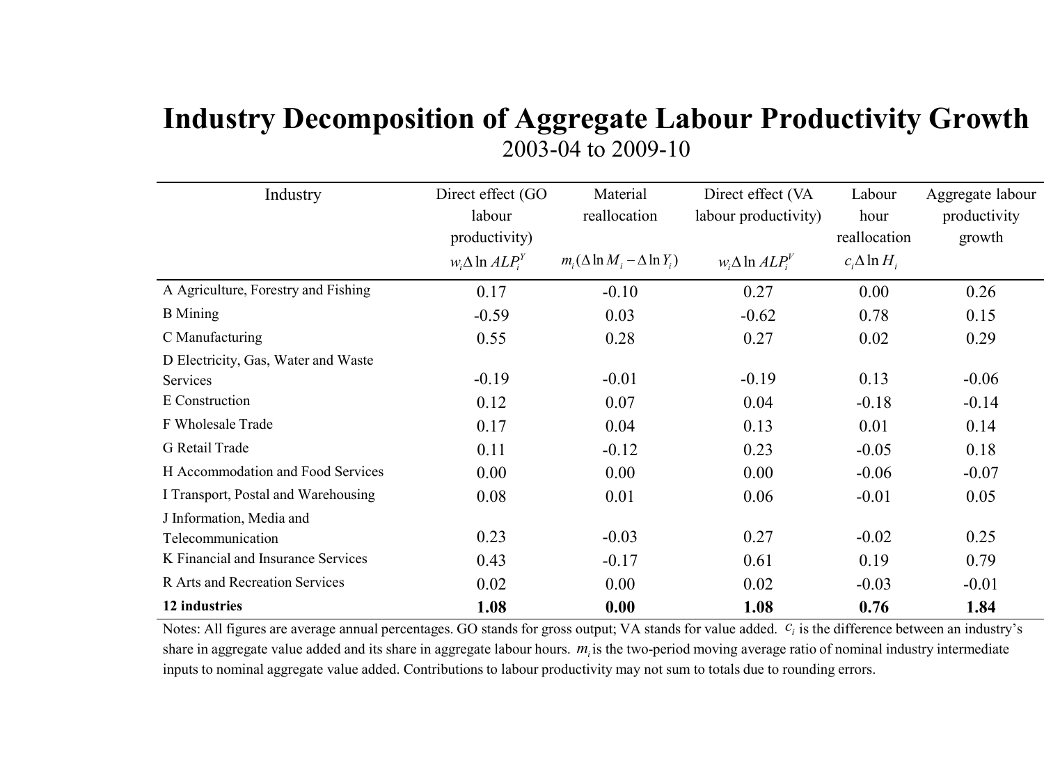# Industry Decomposition of Aggregate Labour Productivity Growth

2003-04 to 2009-10

| Industry | Direct effect (GO labour productivity) $w_i \Delta \ln ALP_i^Y$ | Material reallocation $m_i(\Delta \ln M_i - \Delta \ln Y_i)$ | Direct effect (VA labour productivity) $w_i \Delta \ln ALP_i^V$ | Labour hour reallocation $c_i \Delta \ln H_i$ | Aggregate labour productivity growth |
|---|---|---|---|---|---|
| A Agriculture, Forestry and Fishing | 0.17 | -0.10 | 0.27 | 0.00 | 0.26 |
| B Mining | -0.59 | 0.03 | -0.62 | 0.78 | 0.15 |
| C Manufacturing | 0.55 | 0.28 | 0.27 | 0.02 | 0.29 |
| D Electricity, Gas, Water and Waste Services | -0.19 | -0.01 | -0.19 | 0.13 | -0.06 |
| E Construction | 0.12 | 0.07 | 0.04 | -0.18 | -0.14 |
| F Wholesale Trade | 0.17 | 0.04 | 0.13 | 0.01 | 0.14 |
| G Retail Trade | 0.11 | -0.12 | 0.23 | -0.05 | 0.18 |
| H Accommodation and Food Services | 0.00 | 0.00 | 0.00 | -0.06 | -0.07 |
| I Transport, Postal and Warehousing | 0.08 | 0.01 | 0.06 | -0.01 | 0.05 |
| J Information, Media and Telecommunication | 0.23 | -0.03 | 0.27 | -0.02 | 0.25 |
| K Financial and Insurance Services | 0.43 | -0.17 | 0.61 | 0.19 | 0.79 |
| R Arts and Recreation Services | 0.02 | 0.00 | 0.02 | -0.03 | -0.01 |
| **12 industries** | **1.08** | **0.00** | **1.08** | **0.76** | **1.84** |

Notes: All figures are average annual percentages. GO stands for gross output; VA stands for value added. $c_i$ is the difference between an industry's share in aggregate value added and its share in aggregate labour hours. $m_i$ is the two-period moving average ratio of nominal industry intermediate inputs to nominal aggregate value added. Contributions to labour productivity may not sum to totals due to rounding errors.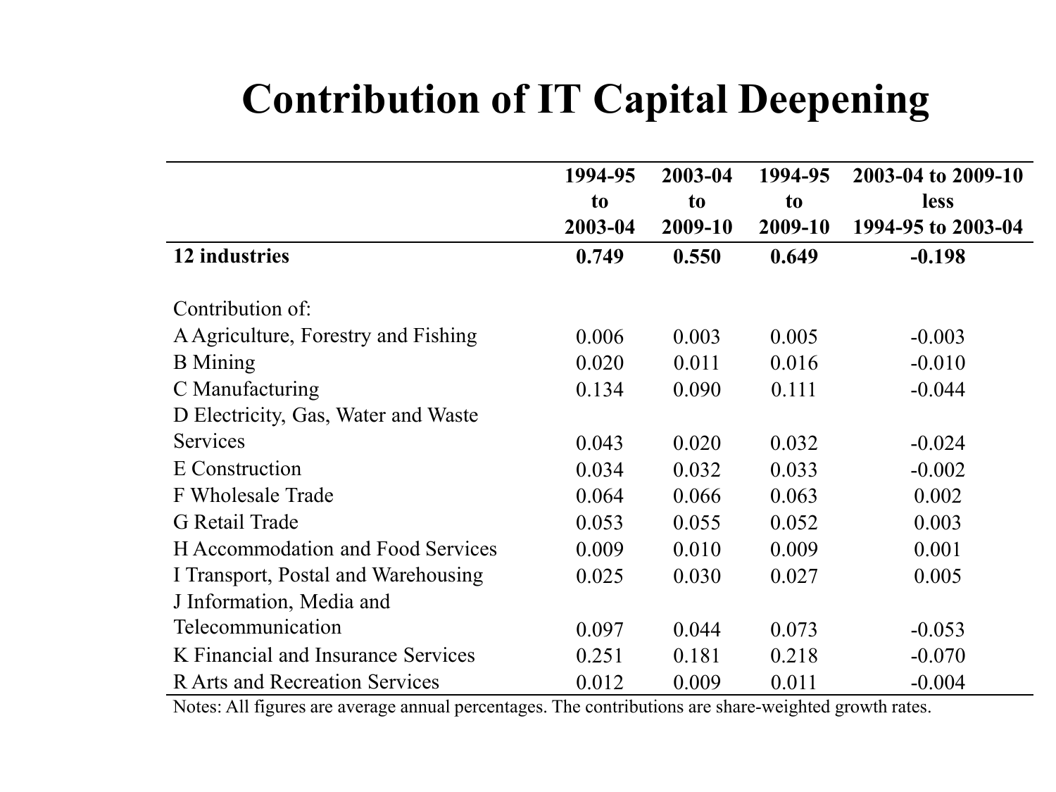# Contribution of IT Capital Deepening

| | 1994-95 to 2003-04 | 2003-04 to 2009-10 | 1994-95 to 2009-10 | 2003-04 to 2009-10 less 1994-95 to 2003-04 |
|---|---|---|---|---|
| **12 industries** | **0.749** | **0.550** | **0.649** | **-0.198** |
| | | | | |
| Contribution of: | | | | |
| A Agriculture, Forestry and Fishing | 0.006 | 0.003 | 0.005 | -0.003 |
| B Mining | 0.020 | 0.011 | 0.016 | -0.010 |
| C Manufacturing | 0.134 | 0.090 | 0.111 | -0.044 |
| D Electricity, Gas, Water and Waste Services | 0.043 | 0.020 | 0.032 | -0.024 |
| E Construction | 0.034 | 0.032 | 0.033 | -0.002 |
| F Wholesale Trade | 0.064 | 0.066 | 0.063 | 0.002 |
| G Retail Trade | 0.053 | 0.055 | 0.052 | 0.003 |
| H Accommodation and Food Services | 0.009 | 0.010 | 0.009 | 0.001 |
| I Transport, Postal and Warehousing | 0.025 | 0.030 | 0.027 | 0.005 |
| J Information, Media and Telecommunication | 0.097 | 0.044 | 0.073 | -0.053 |
| K Financial and Insurance Services | 0.251 | 0.181 | 0.218 | -0.070 |
| R Arts and Recreation Services | 0.012 | 0.009 | 0.011 | -0.004 |

Notes: All figures are average annual percentages. The contributions are share-weighted growth rates.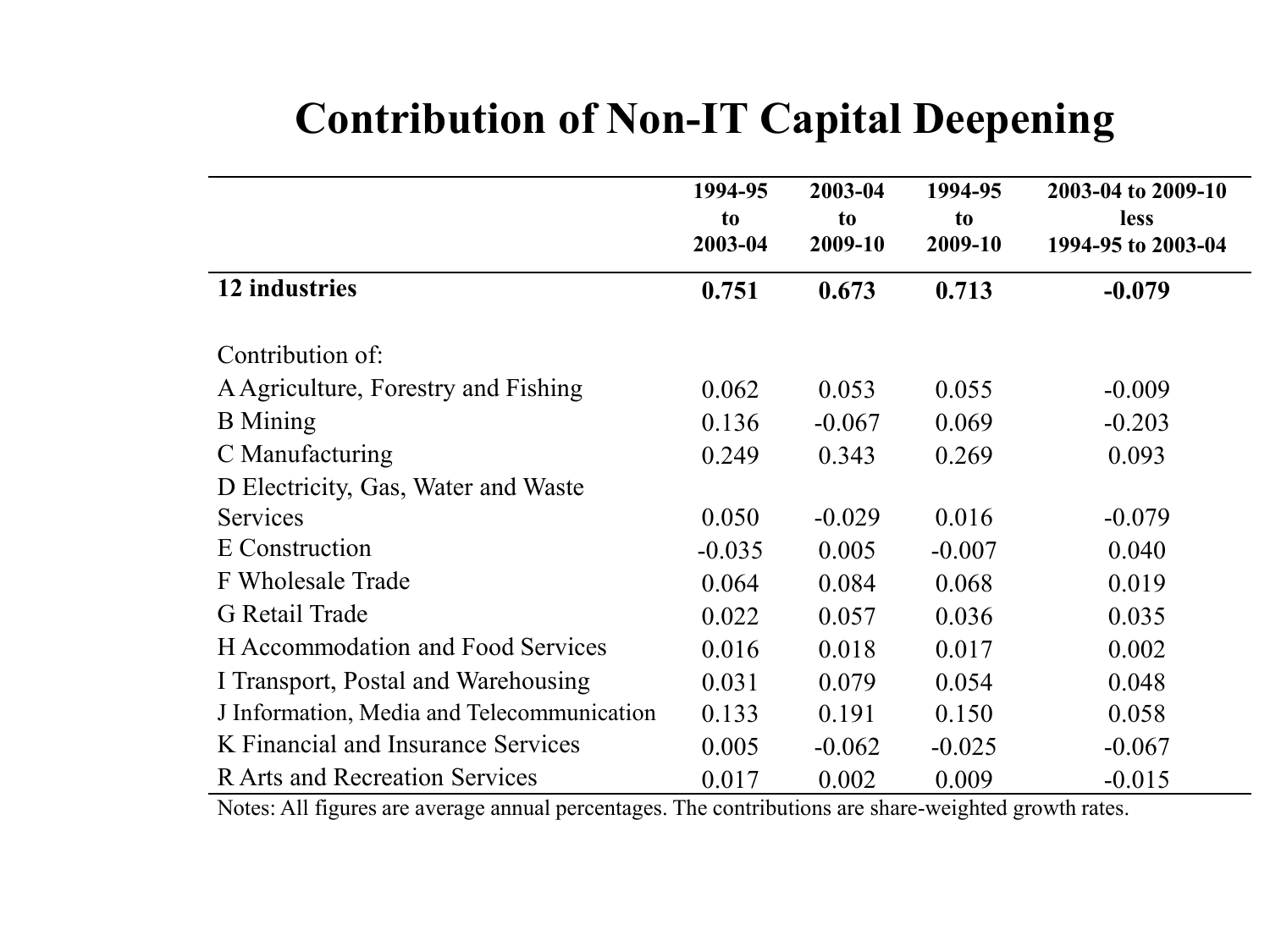# Contribution of Non-IT Capital Deepening

| | 1994-95 to 2003-04 | 2003-04 to 2009-10 | 1994-95 to 2009-10 | 2003-04 to 2009-10 less 1994-95 to 2003-04 |
|---|---|---|---|---|
| **12 industries** | **0.751** | **0.673** | **0.713** | **-0.079** |
| Contribution of: | | | | |
| A Agriculture, Forestry and Fishing | 0.062 | 0.053 | 0.055 | -0.009 |
| B Mining | 0.136 | -0.067 | 0.069 | -0.203 |
| C Manufacturing | 0.249 | 0.343 | 0.269 | 0.093 |
| D Electricity, Gas, Water and Waste Services | 0.050 | -0.029 | 0.016 | -0.079 |
| E Construction | -0.035 | 0.005 | -0.007 | 0.040 |
| F Wholesale Trade | 0.064 | 0.084 | 0.068 | 0.019 |
| G Retail Trade | 0.022 | 0.057 | 0.036 | 0.035 |
| H Accommodation and Food Services | 0.016 | 0.018 | 0.017 | 0.002 |
| I Transport, Postal and Warehousing | 0.031 | 0.079 | 0.054 | 0.048 |
| J Information, Media and Telecommunication | 0.133 | 0.191 | 0.150 | 0.058 |
| K Financial and Insurance Services | 0.005 | -0.062 | -0.025 | -0.067 |
| R Arts and Recreation Services | 0.017 | 0.002 | 0.009 | -0.015 |

Notes: All figures are average annual percentages. The contributions are share-weighted growth rates.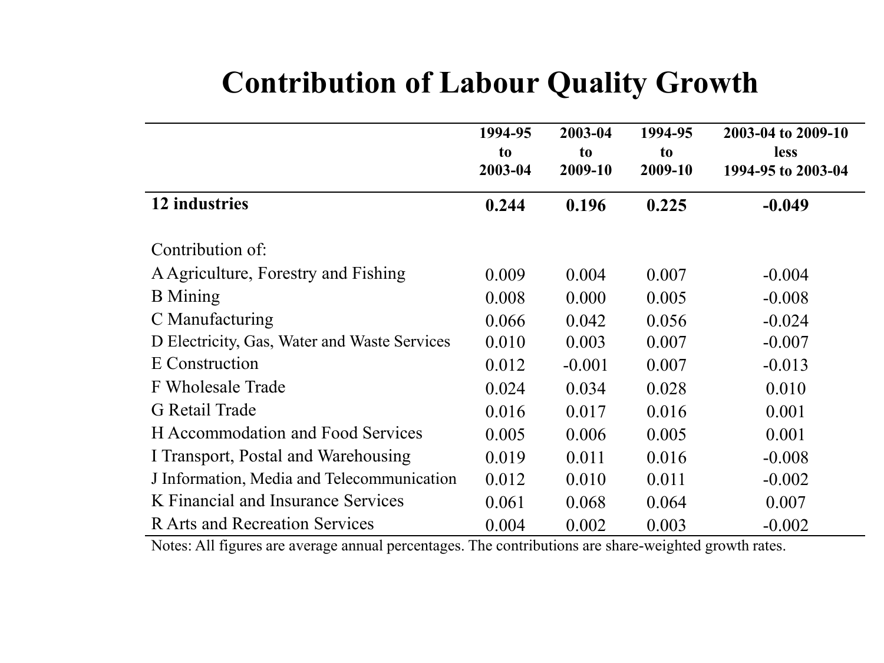# Contribution of Labour Quality Growth

| | 1994-95 to 2003-04 | 2003-04 to 2009-10 | 1994-95 to 2009-10 | 2003-04 to 2009-10 less 1994-95 to 2003-04 |
|---|---|---|---|---|
| **12 industries** | **0.244** | **0.196** | **0.225** | **-0.049** |
| | | | | |
| Contribution of: | | | | |
| A Agriculture, Forestry and Fishing | 0.009 | 0.004 | 0.007 | -0.004 |
| B Mining | 0.008 | 0.000 | 0.005 | -0.008 |
| C Manufacturing | 0.066 | 0.042 | 0.056 | -0.024 |
| D Electricity, Gas, Water and Waste Services | 0.010 | 0.003 | 0.007 | -0.007 |
| E Construction | 0.012 | -0.001 | 0.007 | -0.013 |
| F Wholesale Trade | 0.024 | 0.034 | 0.028 | 0.010 |
| G Retail Trade | 0.016 | 0.017 | 0.016 | 0.001 |
| H Accommodation and Food Services | 0.005 | 0.006 | 0.005 | 0.001 |
| I Transport, Postal and Warehousing | 0.019 | 0.011 | 0.016 | -0.008 |
| J Information, Media and Telecommunication | 0.012 | 0.010 | 0.011 | -0.002 |
| K Financial and Insurance Services | 0.061 | 0.068 | 0.064 | 0.007 |
| R Arts and Recreation Services | 0.004 | 0.002 | 0.003 | -0.002 |

Notes: All figures are average annual percentages. The contributions are share-weighted growth rates.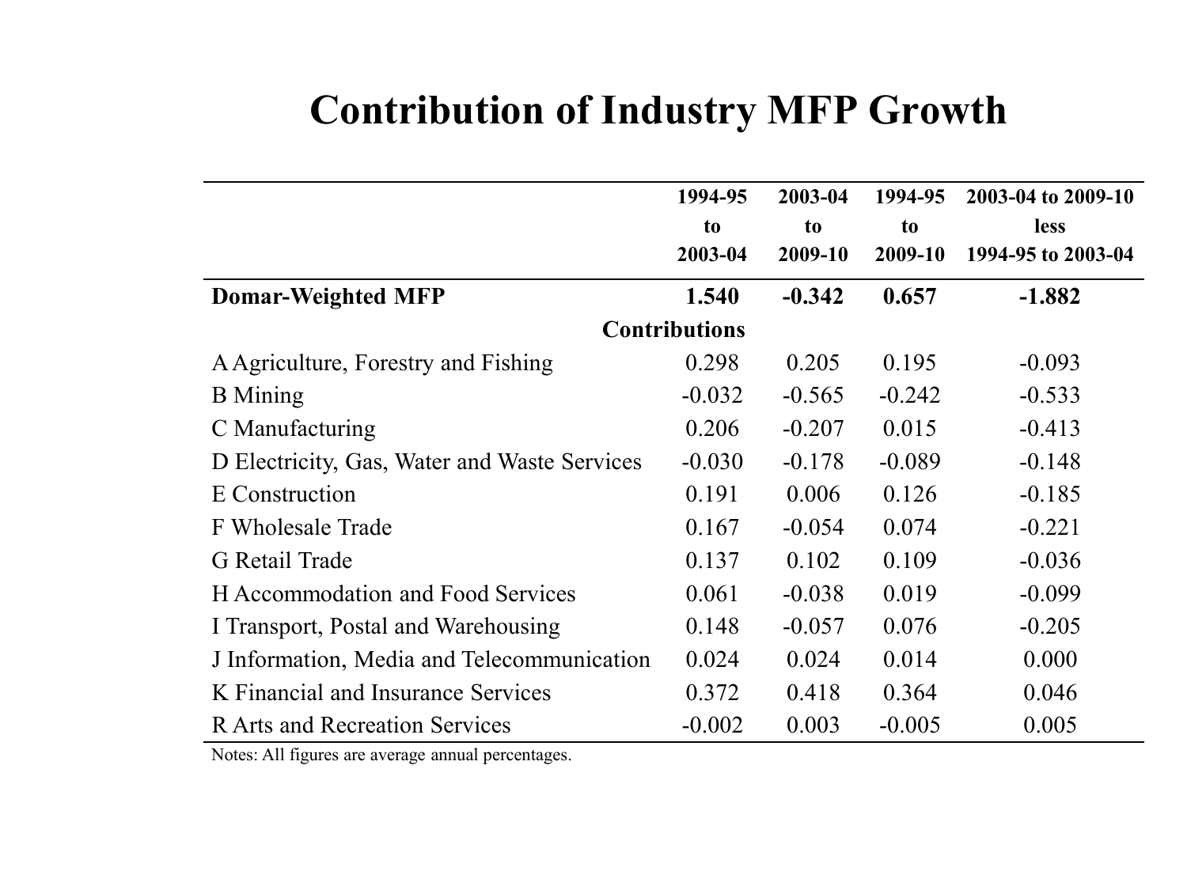# Contribution of Industry MFP Growth

| | 1994-95 to 2003-04 | 2003-04 to 2009-10 | 1994-95 to 2009-10 | 2003-04 to 2009-10 less 1994-95 to 2003-04 |
|---|---|---|---|---|
| **Domar-Weighted MFP** | **1.540** | **-0.342** | **0.657** | **-1.882** |
| **Contributions** | | | | |
| A Agriculture, Forestry and Fishing | 0.298 | 0.205 | 0.195 | -0.093 |
| B Mining | -0.032 | -0.565 | -0.242 | -0.533 |
| C Manufacturing | 0.206 | -0.207 | 0.015 | -0.413 |
| D Electricity, Gas, Water and Waste Services | -0.030 | -0.178 | -0.089 | -0.148 |
| E Construction | 0.191 | 0.006 | 0.126 | -0.185 |
| F Wholesale Trade | 0.167 | -0.054 | 0.074 | -0.221 |
| G Retail Trade | 0.137 | 0.102 | 0.109 | -0.036 |
| H Accommodation and Food Services | 0.061 | -0.038 | 0.019 | -0.099 |
| I Transport, Postal and Warehousing | 0.148 | -0.057 | 0.076 | -0.205 |
| J Information, Media and Telecommunication | 0.024 | 0.024 | 0.014 | 0.000 |
| K Financial and Insurance Services | 0.372 | 0.418 | 0.364 | 0.046 |
| R Arts and Recreation Services | -0.002 | 0.003 | -0.005 | 0.005 |

Notes: All figures are average annual percentages.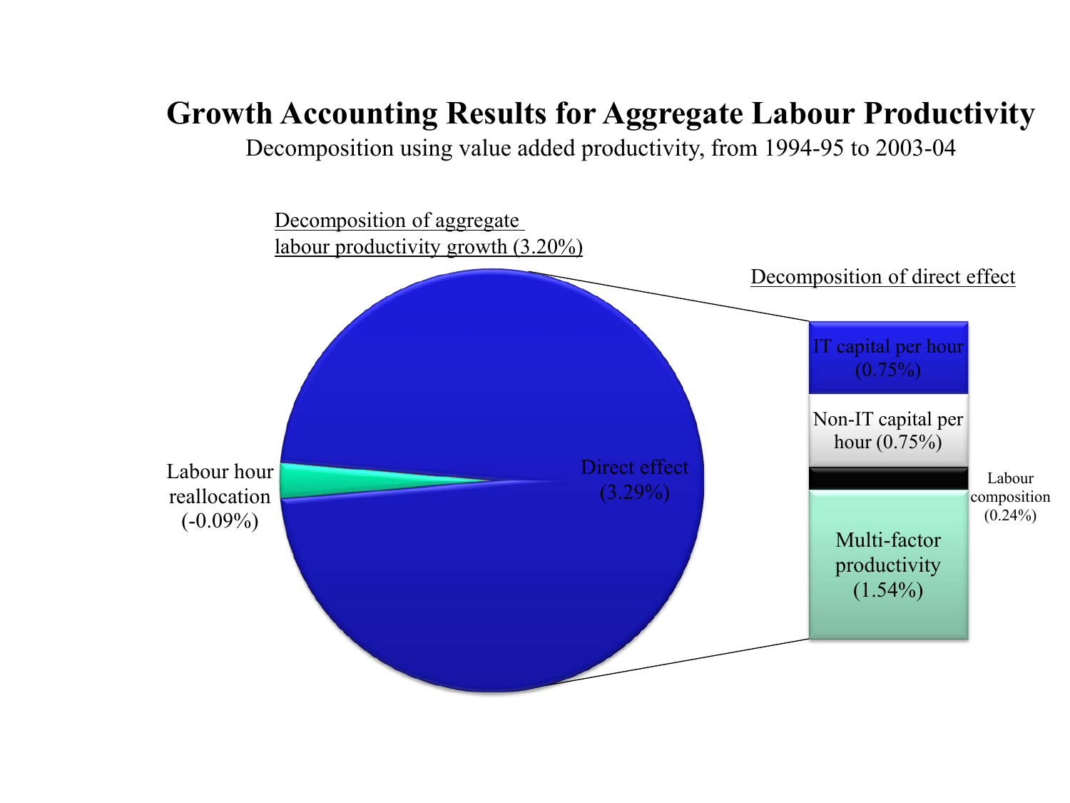# Growth Accounting Results for Aggregate Labour Productivity

Decomposition using value added productivity, from 1994-95 to 2003-04

Decomposition of aggregate labour productivity growth (3.20%)

Labour hour reallocation (-0.09%)

Direct effect (3.29%)

Decomposition of direct effect

IT capital per hour (0.75%)

Non-IT capital per hour (0.75%)

Labour composition (0.24%)

Multi-factor productivity (1.54%)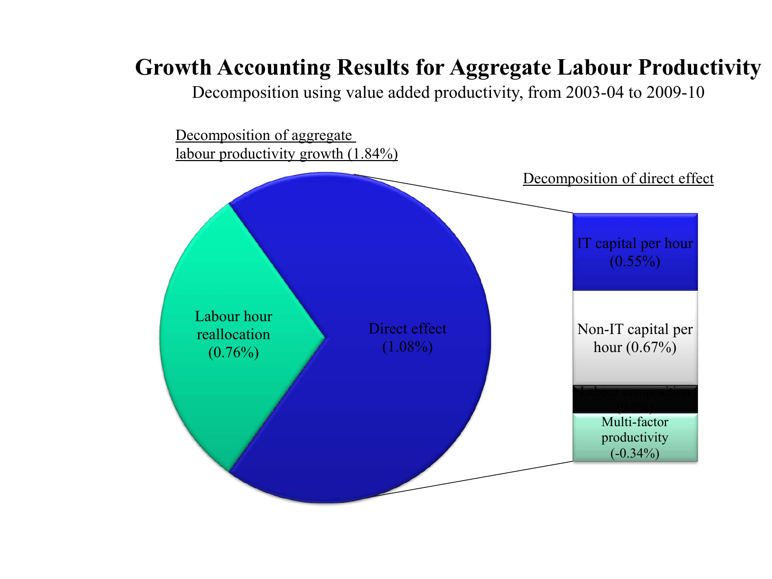# Growth Accounting Results for Aggregate Labour Productivity

Decomposition using value added productivity, from 2003-04 to 2009-10

Decomposition of aggregate labour productivity growth (1.84%)

Labour hour reallocation (0.76%)

Direct effect (1.08%)

Decomposition of direct effect

IT capital per hour (0.55%)

Non-IT capital per hour (0.67%)

Labour composition (0.2%)

Multi-factor productivity (-0.34%)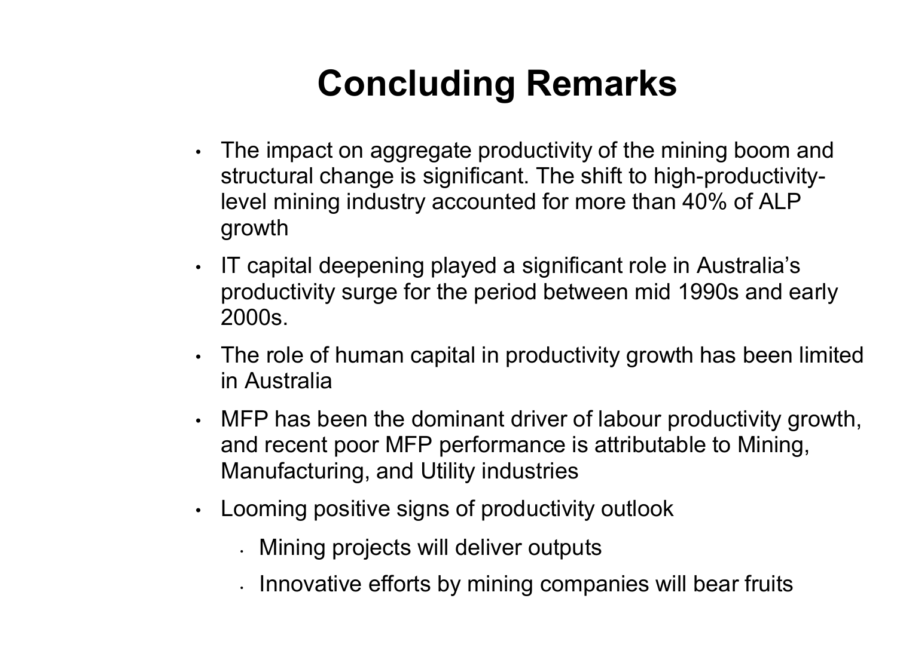# Concluding Remarks

- The impact on aggregate productivity of the mining boom and structural change is significant. The shift to high-productivity-level mining industry accounted for more than 40% of ALP growth
- IT capital deepening played a significant role in Australia's productivity surge for the period between mid 1990s and early 2000s.
- The role of human capital in productivity growth has been limited in Australia
- MFP has been the dominant driver of labour productivity growth, and recent poor MFP performance is attributable to Mining, Manufacturing, and Utility industries
- Looming positive signs of productivity outlook
  - Mining projects will deliver outputs
  - Innovative efforts by mining companies will bear fruits